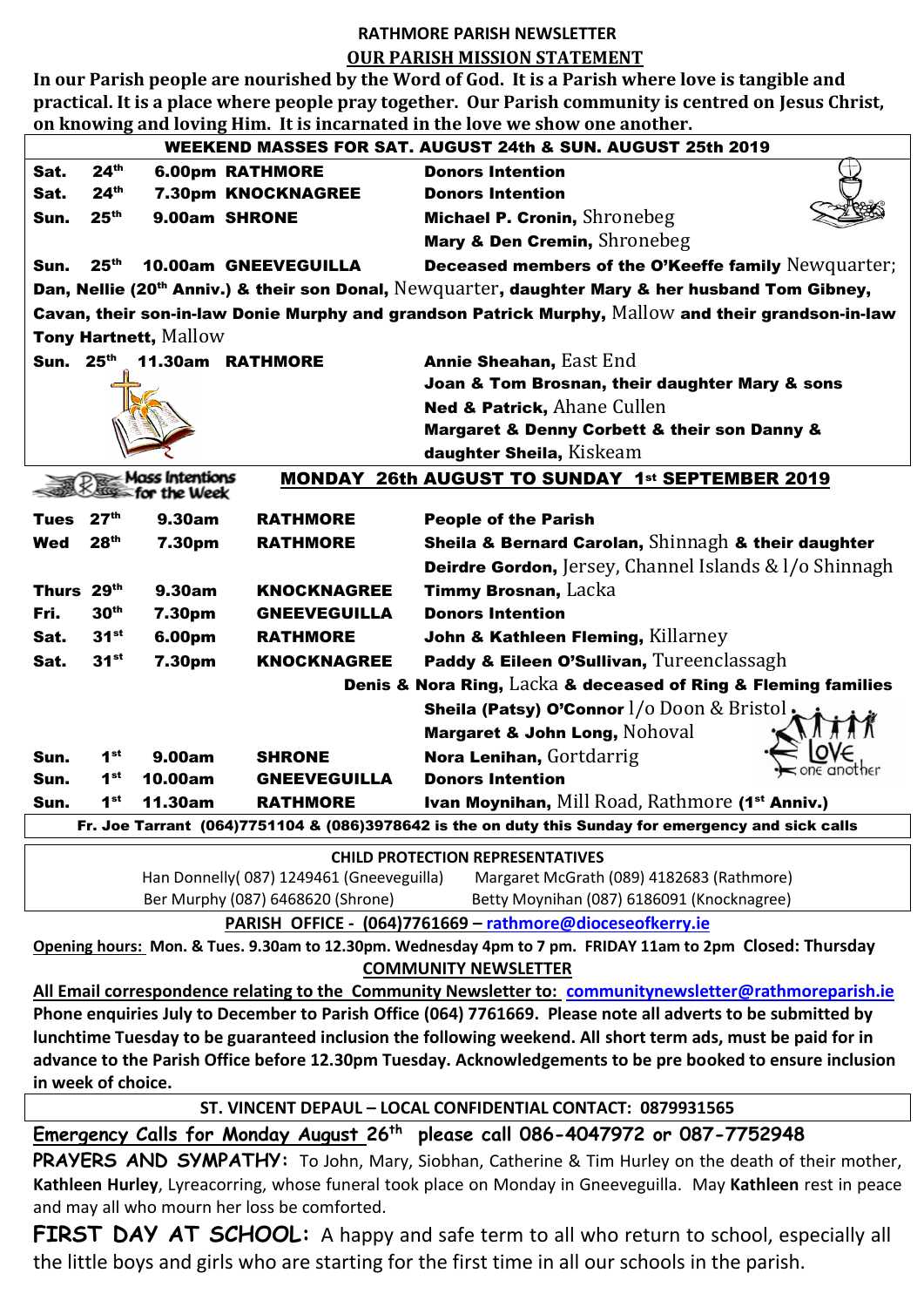# RATHMORE PARISH NEWSLETTER

## OUR PARISH MISSION STATEMENT

**In our Parish people are nourished by the Word of God. It is a Parish where love is tangible and practical. It is a place where people pray together. Our Parish community is centred on Jesus Christ, on knowing and loving Him. It is incarnated in the love we show one another.**

### WEEKEND MASSES FOR SAT. AUGUST 24th & SUN. AUGUST 25th 2019

| | | | |
|---|---|---|---|
| **Sat. 24th** | **6.00pm** | **RATHMORE** | **Donors Intention** |
| **Sat. 24th** | **7.30pm** | **KNOCKNAGREE** | **Donors Intention** |
| **Sun. 25th** | **9.00am** | **SHRONE** | **Michael P. Cronin,** Shronebeg<br>**Mary & Den Cremin,** Shronebeg |
| **Sun. 25th** | **10.00am** | **GNEEVEGUILLA** | **Deceased members of the O'Keeffe family** Newquarter; **Dan, Nellie (20th Anniv.) & their son Donal,** Newquarter, **daughter Mary & her husband Tom Gibney,** Cavan, **their son-in-law Donie Murphy and grandson Patrick Murphy,** Mallow **and their grandson-in-law Tony Hartnett,** Mallow |
| **Sun. 25th** | **11.30am** | **RATHMORE** | **Annie Sheahan,** East End<br>**Joan & Tom Brosnan, their daughter Mary & sons Ned & Patrick,** Ahane Cullen<br>**Margaret & Denny Corbett & their son Danny & daughter Sheila,** Kiskeam |

### Mass Intentions for the Week — MONDAY 26th AUGUST TO SUNDAY 1st SEPTEMBER 2019

| | | | |
|---|---|---|---|
| **Tues 27th** | **9.30am** | **RATHMORE** | **People of the Parish** |
| **Wed 28th** | **7.30pm** | **RATHMORE** | **Sheila & Bernard Carolan,** Shinnagh **& their daughter Deirdre Gordon,** Jersey, Channel Islands & l/o Shinnagh |
| **Thurs 29th** | **9.30am** | **KNOCKNAGREE** | **Timmy Brosnan,** Lacka |
| **Fri. 30th** | **7.30pm** | **GNEEVEGUILLA** | **Donors Intention** |
| **Sat. 31st** | **6.00pm** | **RATHMORE** | **John & Kathleen Fleming,** Killarney |
| **Sat. 31st** | **7.30pm** | **KNOCKNAGREE** | **Paddy & Eileen O'Sullivan,** Tureenclassagh<br>**Denis & Nora Ring,** Lacka **& deceased of Ring & Fleming families**<br>**Sheila (Patsy) O'Connor** l/o Doon & Bristol<br>**Margaret & John Long,** Nohoval |
| **Sun. 1st** | **9.00am** | **SHRONE** | **Nora Lenihan,** Gortdarrig |
| **Sun. 1st** | **10.00am** | **GNEEVEGUILLA** | **Donors Intention** |
| **Sun. 1st** | **11.30am** | **RATHMORE** | **Ivan Moynihan,** Mill Road, Rathmore **(1st Anniv.)** |

**Fr. Joe Tarrant (064)7751104 & (086)3978642 is the on duty this Sunday for emergency and sick calls**

**CHILD PROTECTION REPRESENTATIVES**

Han Donnelly( 087) 1249461 (Gneeveguilla) Margaret McGrath (089) 4182683 (Rathmore)
Ber Murphy (087) 6468620 (Shrone) Betty Moynihan (087) 6186091 (Knocknagree)

**PARISH OFFICE - (064)7761669 – rathmore@dioceseofkerry.ie**

**Opening hours: Mon. & Tues. 9.30am to 12.30pm. Wednesday 4pm to 7 pm. FRIDAY 11am to 2pm Closed: Thursday**

**COMMUNITY NEWSLETTER**

**All Email correspondence relating to the Community Newsletter to: communitynewsletter@rathmoreparish.ie Phone enquiries July to December to Parish Office (064) 7761669. Please note all adverts to be submitted by lunchtime Tuesday to be guaranteed inclusion the following weekend. All short term ads, must be paid for in advance to the Parish Office before 12.30pm Tuesday. Acknowledgements to be pre booked to ensure inclusion in week of choice.**

**ST. VINCENT DEPAUL – LOCAL CONFIDENTIAL CONTACT: 0879931565**

**Emergency Calls for Monday August 26th please call 086-4047972 or 087-7752948**

**PRAYERS AND SYMPATHY:** To John, Mary, Siobhan, Catherine & Tim Hurley on the death of their mother, **Kathleen Hurley**, Lyreacorring, whose funeral took place on Monday in Gneeveguilla. May **Kathleen** rest in peace and may all who mourn her loss be comforted.

**FIRST DAY AT SCHOOL:** A happy and safe term to all who return to school, especially all the little boys and girls who are starting for the first time in all our schools in the parish.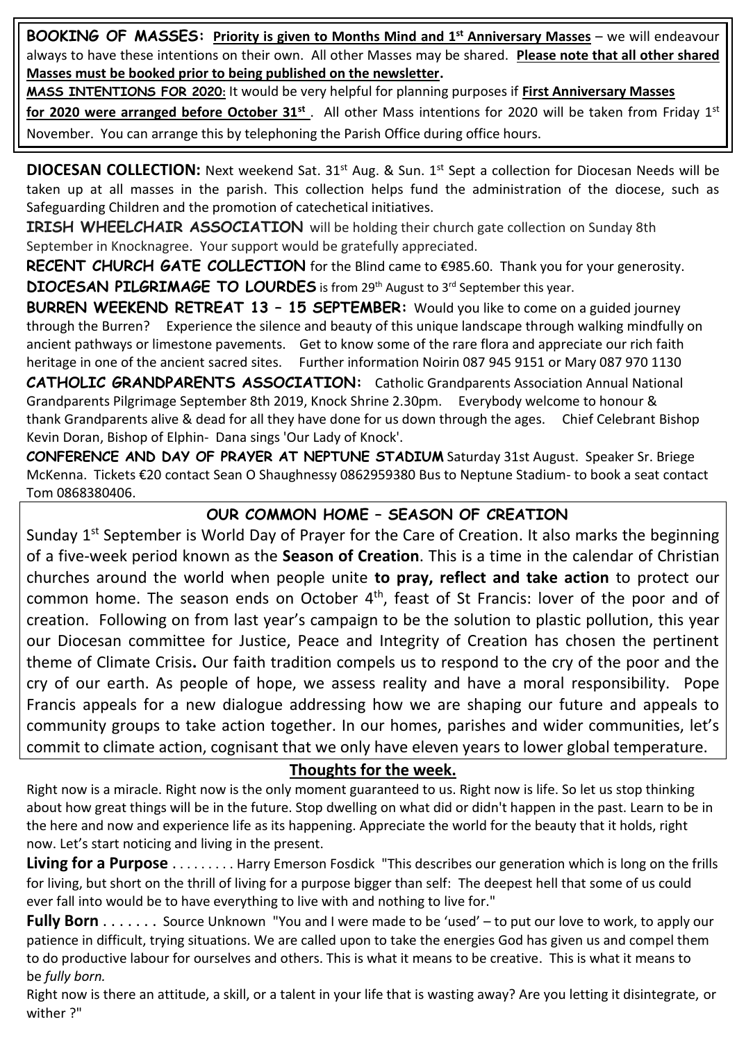**BOOKING OF MASSES:** **Priority is given to Months Mind and 1st Anniversary Masses** – we will endeavour always to have these intentions on their own. All other Masses may be shared. **Please note that all other shared Masses must be booked prior to being published on the newsletter.**

**MASS INTENTIONS FOR 2020:** It would be very helpful for planning purposes if **First Anniversary Masses for 2020 were arranged before October 31st**. All other Mass intentions for 2020 will be taken from Friday 1st November. You can arrange this by telephoning the Parish Office during office hours.

**DIOCESAN COLLECTION:** Next weekend Sat. 31st Aug. & Sun. 1st Sept a collection for Diocesan Needs will be taken up at all masses in the parish. This collection helps fund the administration of the diocese, such as Safeguarding Children and the promotion of catechetical initiatives.

**IRISH WHEELCHAIR ASSOCIATION** will be holding their church gate collection on Sunday 8th September in Knocknagree. Your support would be gratefully appreciated.

**RECENT CHURCH GATE COLLECTION** for the Blind came to €985.60. Thank you for your generosity.

**DIOCESAN PILGRIMAGE TO LOURDES** is from 29th August to 3rd September this year.

**BURREN WEEKEND RETREAT 13 – 15 SEPTEMBER:** Would you like to come on a guided journey through the Burren? Experience the silence and beauty of this unique landscape through walking mindfully on ancient pathways or limestone pavements. Get to know some of the rare flora and appreciate our rich faith heritage in one of the ancient sacred sites. Further information Noirin 087 945 9151 or Mary 087 970 1130

**CATHOLIC GRANDPARENTS ASSOCIATION:** Catholic Grandparents Association Annual National Grandparents Pilgrimage September 8th 2019, Knock Shrine 2.30pm. Everybody welcome to honour & thank Grandparents alive & dead for all they have done for us down through the ages. Chief Celebrant Bishop Kevin Doran, Bishop of Elphin- Dana sings 'Our Lady of Knock'.

**CONFERENCE AND DAY OF PRAYER AT NEPTUNE STADIUM** Saturday 31st August. Speaker Sr. Briege McKenna. Tickets €20 contact Sean O Shaughnessy 0862959380 Bus to Neptune Stadium- to book a seat contact Tom 0868380406.

## OUR COMMON HOME – SEASON OF CREATION

Sunday 1st September is World Day of Prayer for the Care of Creation. It also marks the beginning of a five-week period known as the **Season of Creation**. This is a time in the calendar of Christian churches around the world when people unite **to pray, reflect and take action** to protect our common home. The season ends on October 4th, feast of St Francis: lover of the poor and of creation. Following on from last year's campaign to be the solution to plastic pollution, this year our Diocesan committee for Justice, Peace and Integrity of Creation has chosen the pertinent theme of Climate Crisis**.** Our faith tradition compels us to respond to the cry of the poor and the cry of our earth. As people of hope, we assess reality and have a moral responsibility. Pope Francis appeals for a new dialogue addressing how we are shaping our future and appeals to community groups to take action together. In our homes, parishes and wider communities, let's commit to climate action, cognisant that we only have eleven years to lower global temperature.

## Thoughts for the week.

Right now is a miracle. Right now is the only moment guaranteed to us. Right now is life. So let us stop thinking about how great things will be in the future. Stop dwelling on what did or didn't happen in the past. Learn to be in the here and now and experience life as its happening. Appreciate the world for the beauty that it holds, right now. Let's start noticing and living in the present.

**Living for a Purpose** . . . . . . . . . Harry Emerson Fosdick "This describes our generation which is long on the frills for living, but short on the thrill of living for a purpose bigger than self: The deepest hell that some of us could ever fall into would be to have everything to live with and nothing to live for."

**Fully Born** . . . . . . . Source Unknown "You and I were made to be 'used' – to put our love to work, to apply our patience in difficult, trying situations. We are called upon to take the energies God has given us and compel them to do productive labour for ourselves and others. This is what it means to be creative. This is what it means to be *fully born.*

Right now is there an attitude, a skill, or a talent in your life that is wasting away? Are you letting it disintegrate, or wither ?"